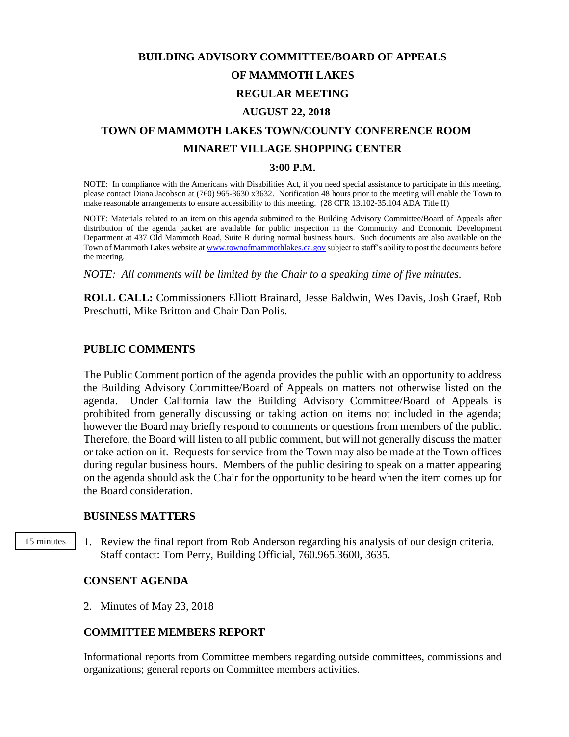# BUILDING ADVISORY COMMITTEE/BOARD OF APPEALS

# OF MAMMOTH LAKES

# REGULAR MEETING

# AUGUST 22, 2018

# TOWN OF MAMMOTH LAKES TOWN/COUNTY CONFERENCE ROOM

# MINARET VILLAGE SHOPPING CENTER

# 3:00 P.M.

NOTE: In compliance with the Americans with Disabilities Act, if you need special assistance to participate in this meeting, please contact Diana Jacobson at (760) 965-3630 x3632. Notification 48 hours prior to the meeting will enable the Town to make reasonable arrangements to ensure accessibility to this meeting. (28 CFR 13.102-35.104 ADA Title II)

NOTE: Materials related to an item on this agenda submitted to the Building Advisory Committee/Board of Appeals after distribution of the agenda packet are available for public inspection in the Community and Economic Development Department at 437 Old Mammoth Road, Suite R during normal business hours. Such documents are also available on the Town of Mammoth Lakes website at www.townofmammothlakes.ca.gov subject to staff's ability to post the documents before the meeting.

*NOTE: All comments will be limited by the Chair to a speaking time of five minutes.*

**ROLL CALL:** Commissioners Elliott Brainard, Jesse Baldwin, Wes Davis, Josh Graef, Rob Preschutti, Mike Britton and Chair Dan Polis.

## PUBLIC COMMENTS

The Public Comment portion of the agenda provides the public with an opportunity to address the Building Advisory Committee/Board of Appeals on matters not otherwise listed on the agenda. Under California law the Building Advisory Committee/Board of Appeals is prohibited from generally discussing or taking action on items not included in the agenda; however the Board may briefly respond to comments or questions from members of the public. Therefore, the Board will listen to all public comment, but will not generally discuss the matter or take action on it. Requests for service from the Town may also be made at the Town offices during regular business hours. Members of the public desiring to speak on a matter appearing on the agenda should ask the Chair for the opportunity to be heard when the item comes up for the Board consideration.

## BUSINESS MATTERS

15 minutes

1. Review the final report from Rob Anderson regarding his analysis of our design criteria. Staff contact: Tom Perry, Building Official, 760.965.3600, 3635.

## CONSENT AGENDA

2. Minutes of May 23, 2018

## COMMITTEE MEMBERS REPORT

Informational reports from Committee members regarding outside committees, commissions and organizations; general reports on Committee members activities.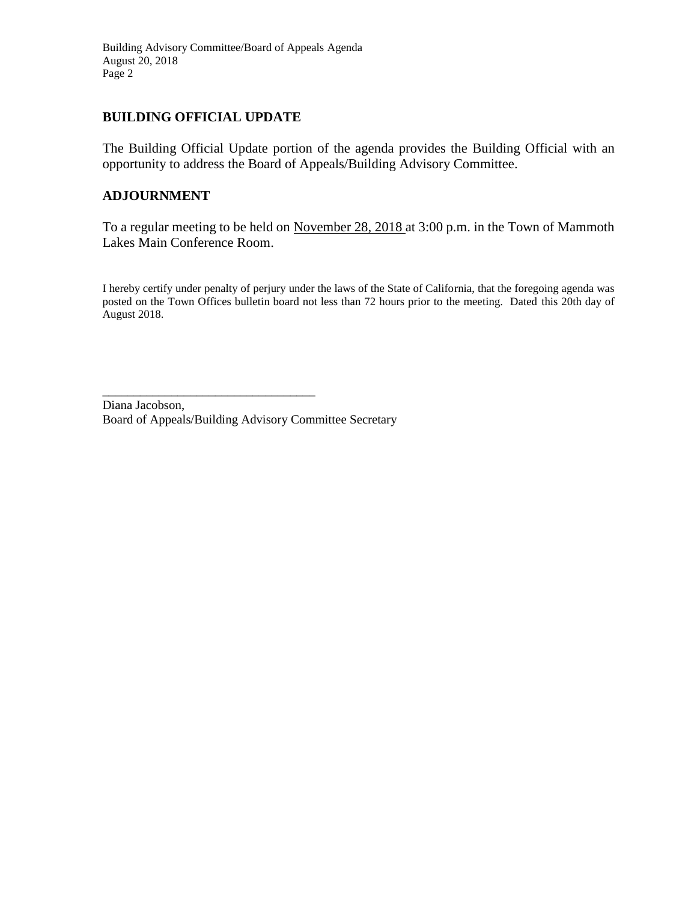## BUILDING OFFICIAL UPDATE

The Building Official Update portion of the agenda provides the Building Official with an opportunity to address the Board of Appeals/Building Advisory Committee.

## ADJOURNMENT

To a regular meeting to be held on November 28, 2018 at 3:00 p.m. in the Town of Mammoth Lakes Main Conference Room.

I hereby certify under penalty of perjury under the laws of the State of California, that the foregoing agenda was posted on the Town Offices bulletin board not less than 72 hours prior to the meeting. Dated this 20th day of August 2018.

___________________________________

Diana Jacobson,
Board of Appeals/Building Advisory Committee Secretary